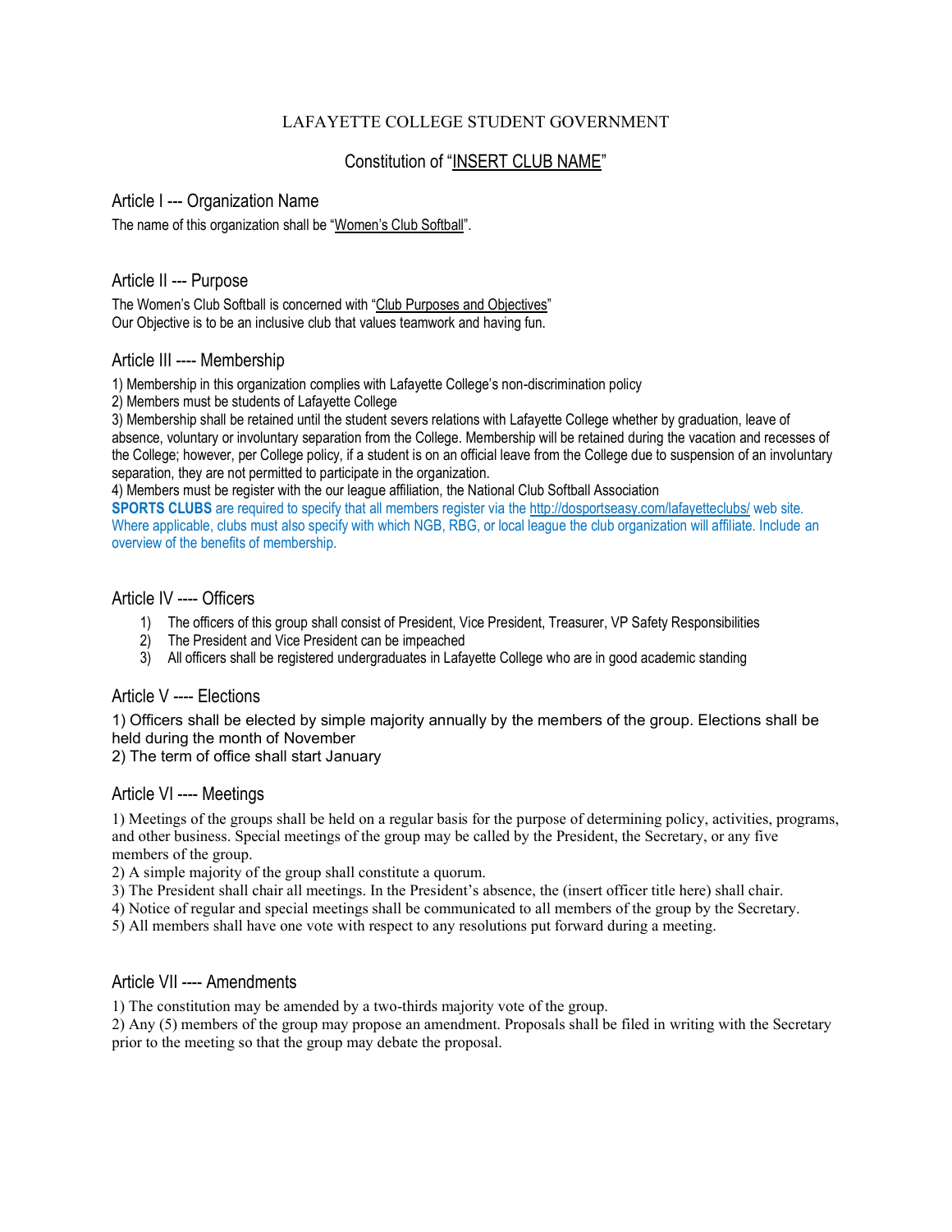LAFAYETTE COLLEGE STUDENT GOVERNMENT

# Constitution of "INSERT CLUB NAME"

## Article I --- Organization Name

The name of this organization shall be "Women's Club Softball".

## Article II --- Purpose

The Women's Club Softball is concerned with "Club Purposes and Objectives"
Our Objective is to be an inclusive club that values teamwork and having fun.

## Article III ---- Membership

1) Membership in this organization complies with Lafayette College's non-discrimination policy
2) Members must be students of Lafayette College
3) Membership shall be retained until the student severs relations with Lafayette College whether by graduation, leave of absence, voluntary or involuntary separation from the College. Membership will be retained during the vacation and recesses of the College; however, per College policy, if a student is on an official leave from the College due to suspension of an involuntary separation, they are not permitted to participate in the organization.
4) Members must be register with the our league affiliation, the National Club Softball Association

**SPORTS CLUBS** are required to specify that all members register via the http://dosportseasy.com/lafayetteclubs/ web site. Where applicable, clubs must also specify with which NGB, RBG, or local league the club organization will affiliate. Include an overview of the benefits of membership.

## Article IV ---- Officers

1) The officers of this group shall consist of President, Vice President, Treasurer, VP Safety Responsibilities
2) The President and Vice President can be impeached
3) All officers shall be registered undergraduates in Lafayette College who are in good academic standing

## Article V ---- Elections

1) Officers shall be elected by simple majority annually by the members of the group. Elections shall be held during the month of November
2) The term of office shall start January

## Article VI ---- Meetings

1) Meetings of the groups shall be held on a regular basis for the purpose of determining policy, activities, programs, and other business. Special meetings of the group may be called by the President, the Secretary, or any five members of the group.
2) A simple majority of the group shall constitute a quorum.
3) The President shall chair all meetings. In the President's absence, the (insert officer title here) shall chair.
4) Notice of regular and special meetings shall be communicated to all members of the group by the Secretary.
5) All members shall have one vote with respect to any resolutions put forward during a meeting.

## Article VII ---- Amendments

1) The constitution may be amended by a two-thirds majority vote of the group.
2) Any (5) members of the group may propose an amendment. Proposals shall be filed in writing with the Secretary prior to the meeting so that the group may debate the proposal.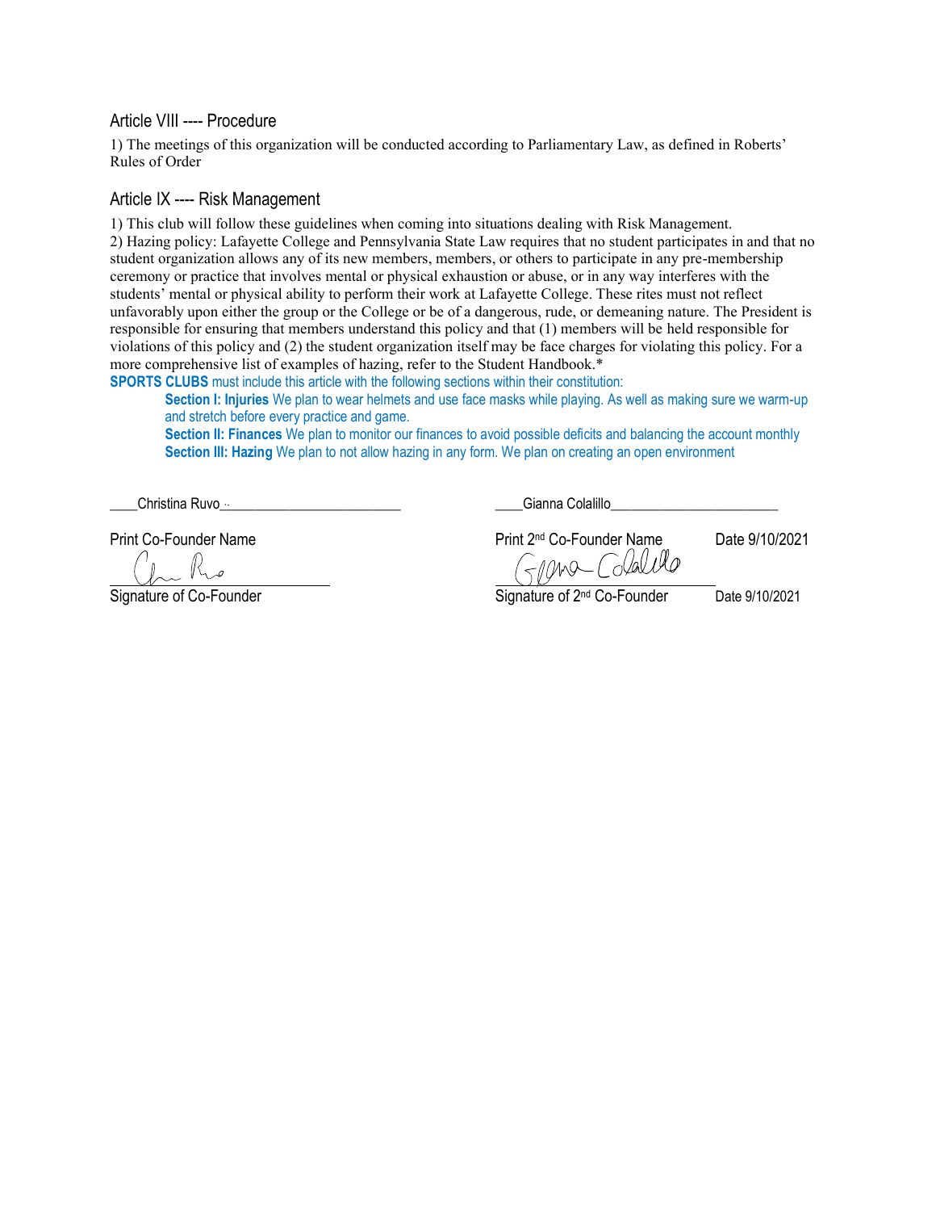## Article VIII ---- Procedure

1) The meetings of this organization will be conducted according to Parliamentary Law, as defined in Roberts' Rules of Order

## Article IX ---- Risk Management

1) This club will follow these guidelines when coming into situations dealing with Risk Management.
2) Hazing policy: Lafayette College and Pennsylvania State Law requires that no student participates in and that no student organization allows any of its new members, members, or others to participate in any pre-membership ceremony or practice that involves mental or physical exhaustion or abuse, or in any way interferes with the students' mental or physical ability to perform their work at Lafayette College. These rites must not reflect unfavorably upon either the group or the College or be of a dangerous, rude, or demeaning nature. The President is responsible for ensuring that members understand this policy and that (1) members will be held responsible for violations of this policy and (2) the student organization itself may be face charges for violating this policy. For a more comprehensive list of examples of hazing, refer to the Student Handbook.*

**SPORTS CLUBS** must include this article with the following sections within their constitution:

> **Section I: Injuries** We plan to wear helmets and use face masks while playing. As well as making sure we warm-up and stretch before every practice and game.
>
> **Section II: Finances** We plan to monitor our finances to avoid possible deficits and balancing the account monthly
>
> **Section III: Hazing** We plan to not allow hazing in any form. We plan on creating an open environment

____Christina Ruvo__________________________

Print Co-Founder Name

Chr Rvo
_______________________________

Signature of Co-Founder

____Gianna Colalillo_________________________

Print 2nd Co-Founder Name Date 9/10/2021

Gianna Colalillo
_______________________________

Signature of 2nd Co-Founder Date 9/10/2021